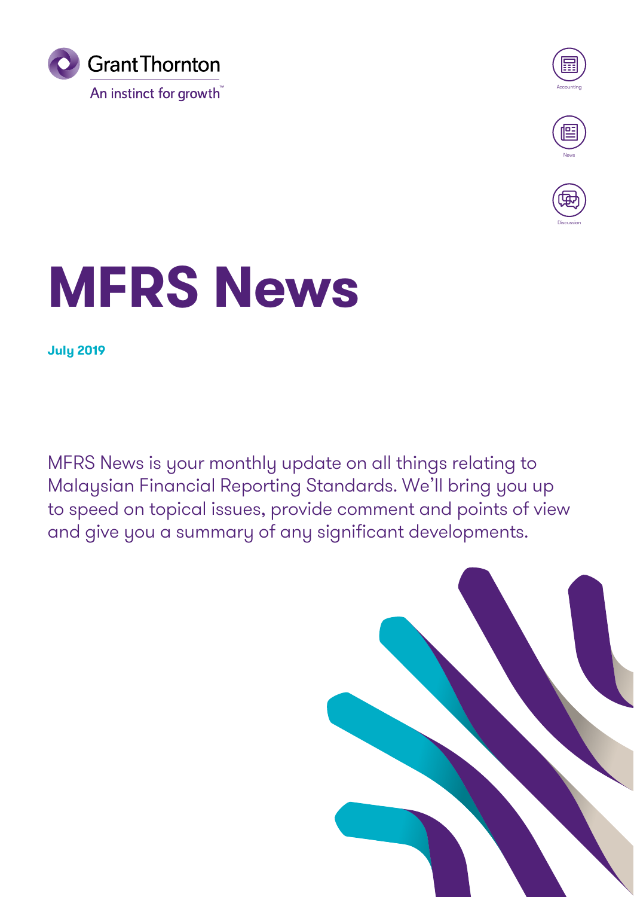Grant Thornton

An instinct for growth™

Accounting

News

Discussion

# MFRS News

**July 2019**

MFRS News is your monthly update on all things relating to Malaysian Financial Reporting Standards. We'll bring you up to speed on topical issues, provide comment and points of view and give you a summary of any significant developments.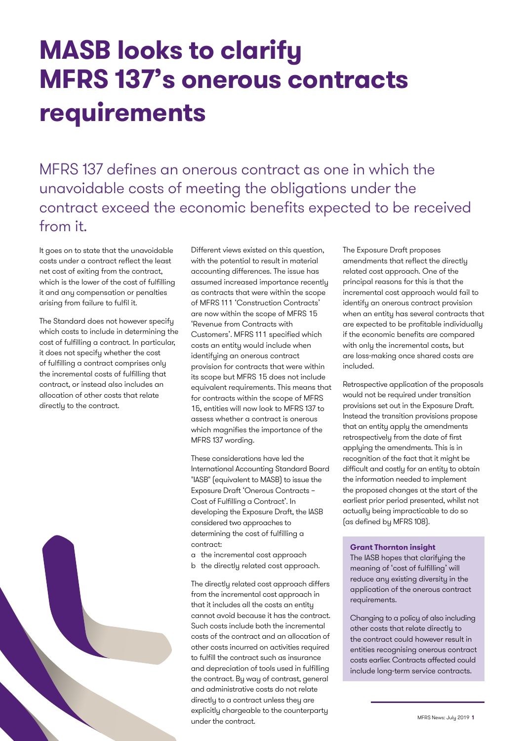# MASB looks to clarify MFRS 137's onerous contracts requirements

## MFRS 137 defines an onerous contract as one in which the unavoidable costs of meeting the obligations under the contract exceed the economic benefits expected to be received from it.

It goes on to state that the unavoidable costs under a contract reflect the least net cost of exiting from the contract, which is the lower of the cost of fulfilling it and any compensation or penalties arising from failure to fulfil it.

The Standard does not however specify which costs to include in determining the cost of fulfilling a contract. In particular, it does not specify whether the cost of fulfilling a contract comprises only the incremental costs of fulfilling that contract, or instead also includes an allocation of other costs that relate directly to the contract.

Different views existed on this question, with the potential to result in material accounting differences. The issue has assumed increased importance recently as contracts that were within the scope of MFRS 111 'Construction Contracts' are now within the scope of MFRS 15 'Revenue from Contracts with Customers'. MFRS 111 specified which costs an entity would include when identifying an onerous contract provision for contracts that were within its scope but MFRS 15 does not include equivalent requirements. This means that for contracts within the scope of MFRS 15, entities will now look to MFRS 137 to assess whether a contract is onerous which magnifies the importance of the MFRS 137 wording.

These considerations have led the International Accounting Standard Board "IASB" (equivalent to MASB) to issue the Exposure Draft 'Onerous Contracts – Cost of Fulfilling a Contract'. In developing the Exposure Draft, the IASB considered two approaches to determining the cost of fulfilling a contract:

a the incremental cost approach
b the directly related cost approach.

The directly related cost approach differs from the incremental cost approach in that it includes all the costs an entity cannot avoid because it has the contract. Such costs include both the incremental costs of the contract and an allocation of other costs incurred on activities required to fulfill the contract such as insurance and depreciation of tools used in fulfilling the contract. By way of contrast, general and administrative costs do not relate directly to a contract unless they are explicitly chargeable to the counterparty under the contract.

The Exposure Draft proposes amendments that reflect the directly related cost approach. One of the principal reasons for this is that the incremental cost approach would fail to identify an onerous contract provision when an entity has several contracts that are expected to be profitable individually if the economic benefits are compared with only the incremental costs, but are loss-making once shared costs are included.

Retrospective application of the proposals would not be required under transition provisions set out in the Exposure Draft. Instead the transition provisions propose that an entity apply the amendments retrospectively from the date of first applying the amendments. This is in recognition of the fact that it might be difficult and costly for an entity to obtain the information needed to implement the proposed changes at the start of the earliest prior period presented, whilst not actually being impracticable to do so (as defined by MFRS 108).

**Grant Thornton insight**

The IASB hopes that clarifying the meaning of 'cost of fulfilling' will reduce any existing diversity in the application of the onerous contract requirements.

Changing to a policy of also including other costs that relate directly to the contract could however result in entities recognising onerous contract costs earlier. Contracts affected could include long-term service contracts.